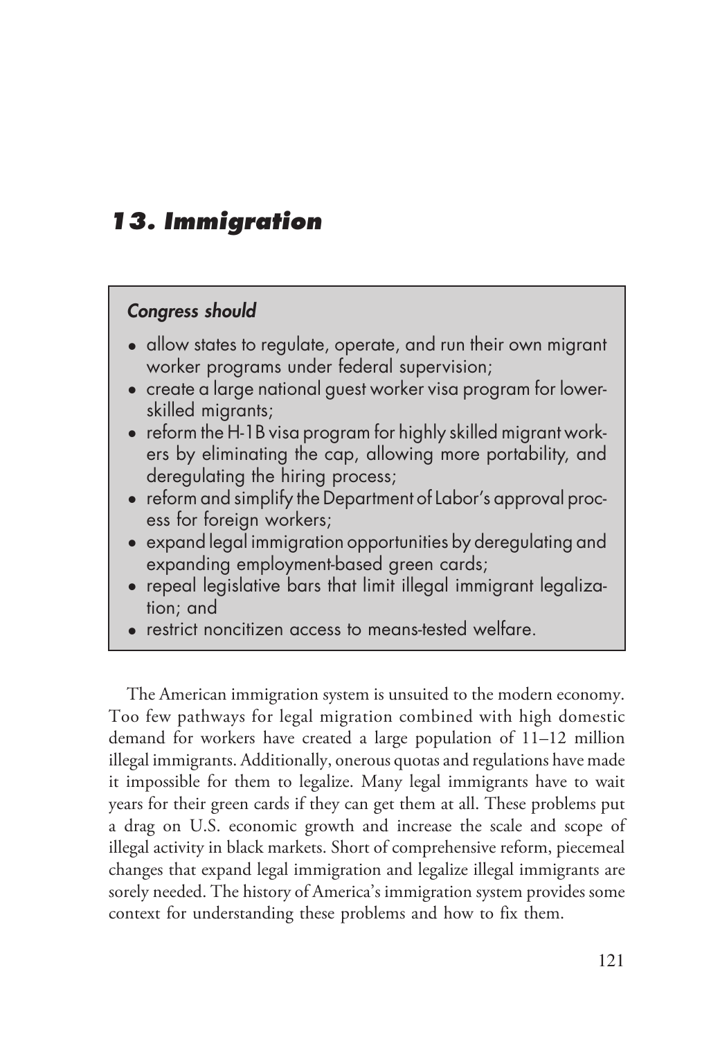# *13. Immigration*

*Congress should*

- allow states to regulate, operate, and run their own migrant worker programs under federal supervision;
- create a large national guest worker visa program for lower-skilled migrants;
- reform the H-1B visa program for highly skilled migrant workers by eliminating the cap, allowing more portability, and deregulating the hiring process;
- reform and simplify the Department of Labor's approval process for foreign workers;
- expand legal immigration opportunities by deregulating and expanding employment-based green cards;
- repeal legislative bars that limit illegal immigrant legalization; and
- restrict noncitizen access to means-tested welfare.

The American immigration system is unsuited to the modern economy. Too few pathways for legal migration combined with high domestic demand for workers have created a large population of 11–12 million illegal immigrants. Additionally, onerous quotas and regulations have made it impossible for them to legalize. Many legal immigrants have to wait years for their green cards if they can get them at all. These problems put a drag on U.S. economic growth and increase the scale and scope of illegal activity in black markets. Short of comprehensive reform, piecemeal changes that expand legal immigration and legalize illegal immigrants are sorely needed. The history of America's immigration system provides some context for understanding these problems and how to fix them.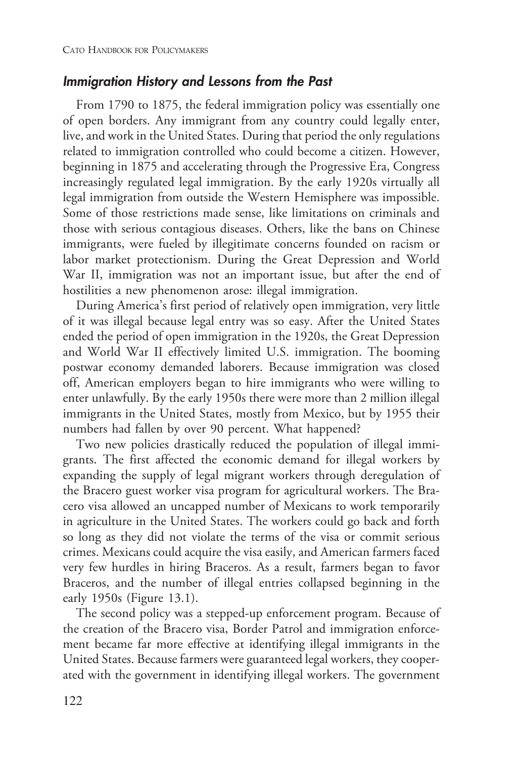### *Immigration History and Lessons from the Past*

From 1790 to 1875, the federal immigration policy was essentially one of open borders. Any immigrant from any country could legally enter, live, and work in the United States. During that period the only regulations related to immigration controlled who could become a citizen. However, beginning in 1875 and accelerating through the Progressive Era, Congress increasingly regulated legal immigration. By the early 1920s virtually all legal immigration from outside the Western Hemisphere was impossible. Some of those restrictions made sense, like limitations on criminals and those with serious contagious diseases. Others, like the bans on Chinese immigrants, were fueled by illegitimate concerns founded on racism or labor market protectionism. During the Great Depression and World War II, immigration was not an important issue, but after the end of hostilities a new phenomenon arose: illegal immigration.

During America's first period of relatively open immigration, very little of it was illegal because legal entry was so easy. After the United States ended the period of open immigration in the 1920s, the Great Depression and World War II effectively limited U.S. immigration. The booming postwar economy demanded laborers. Because immigration was closed off, American employers began to hire immigrants who were willing to enter unlawfully. By the early 1950s there were more than 2 million illegal immigrants in the United States, mostly from Mexico, but by 1955 their numbers had fallen by over 90 percent. What happened?

Two new policies drastically reduced the population of illegal immigrants. The first affected the economic demand for illegal workers by expanding the supply of legal migrant workers through deregulation of the Bracero guest worker visa program for agricultural workers. The Bracero visa allowed an uncapped number of Mexicans to work temporarily in agriculture in the United States. The workers could go back and forth so long as they did not violate the terms of the visa or commit serious crimes. Mexicans could acquire the visa easily, and American farmers faced very few hurdles in hiring Braceros. As a result, farmers began to favor Braceros, and the number of illegal entries collapsed beginning in the early 1950s (Figure 13.1).

The second policy was a stepped-up enforcement program. Because of the creation of the Bracero visa, Border Patrol and immigration enforcement became far more effective at identifying illegal immigrants in the United States. Because farmers were guaranteed legal workers, they cooperated with the government in identifying illegal workers. The government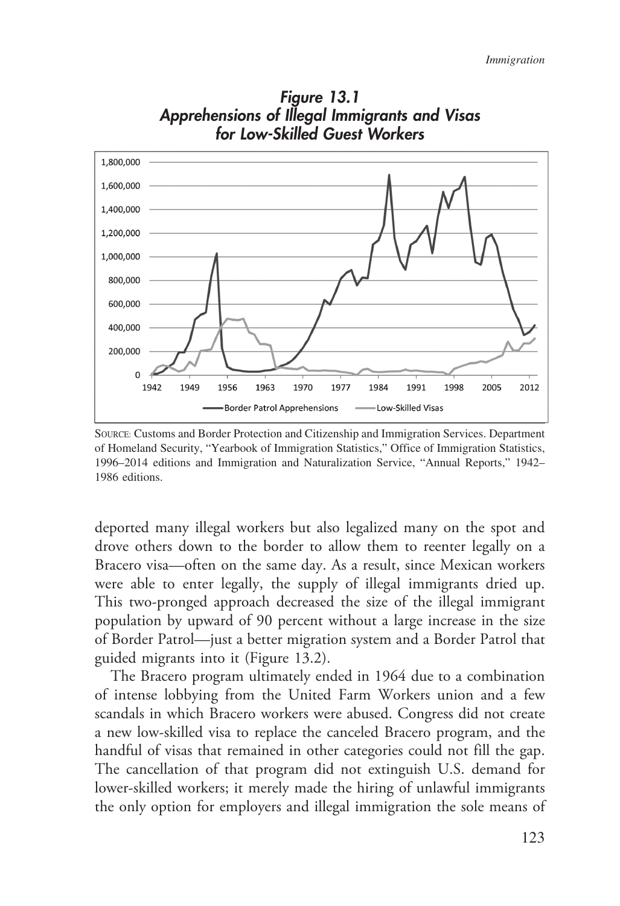***Figure 13.1***
***Apprehensions of Illegal Immigrants and Visas for Low-Skilled Guest Workers***

SOURCE: Customs and Border Protection and Citizenship and Immigration Services. Department of Homeland Security, "Yearbook of Immigration Statistics," Office of Immigration Statistics, 1996–2014 editions and Immigration and Naturalization Service, "Annual Reports," 1942–1986 editions.

deported many illegal workers but also legalized many on the spot and drove others down to the border to allow them to reenter legally on a Bracero visa—often on the same day. As a result, since Mexican workers were able to enter legally, the supply of illegal immigrants dried up. This two-pronged approach decreased the size of the illegal immigrant population by upward of 90 percent without a large increase in the size of Border Patrol—just a better migration system and a Border Patrol that guided migrants into it (Figure 13.2).

The Bracero program ultimately ended in 1964 due to a combination of intense lobbying from the United Farm Workers union and a few scandals in which Bracero workers were abused. Congress did not create a new low-skilled visa to replace the canceled Bracero program, and the handful of visas that remained in other categories could not fill the gap. The cancellation of that program did not extinguish U.S. demand for lower-skilled workers; it merely made the hiring of unlawful immigrants the only option for employers and illegal immigration the sole means of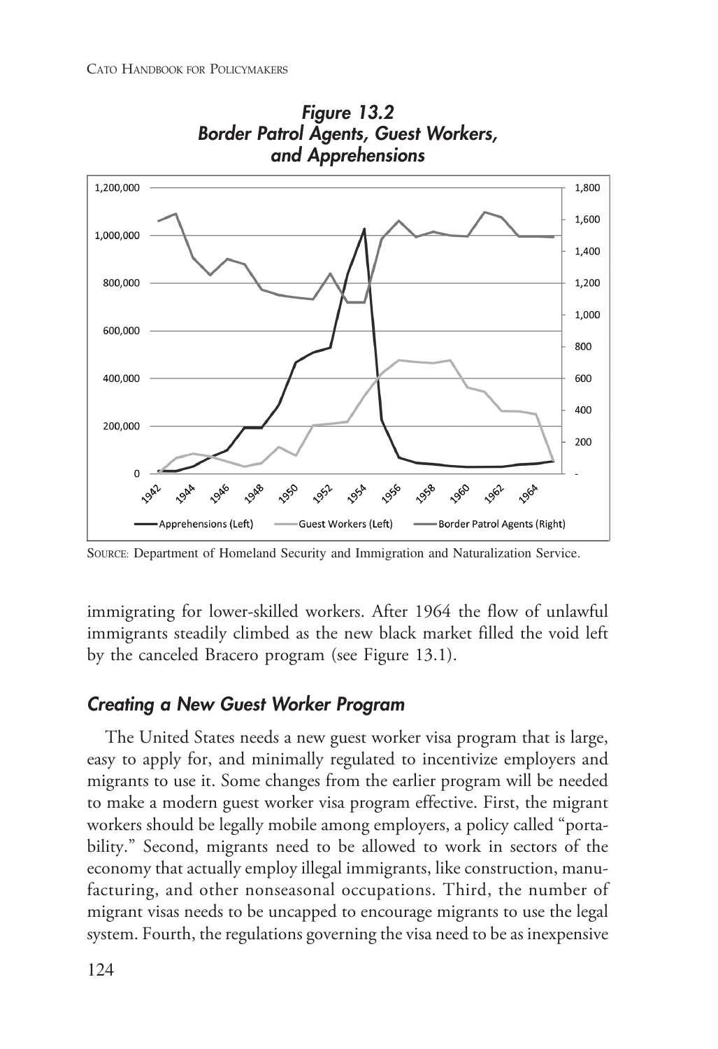***Figure 13.2***
***Border Patrol Agents, Guest Workers, and Apprehensions***

SOURCE: Department of Homeland Security and Immigration and Naturalization Service.

immigrating for lower-skilled workers. After 1964 the flow of unlawful immigrants steadily climbed as the new black market filled the void left by the canceled Bracero program (see Figure 13.1).

### *Creating a New Guest Worker Program*

The United States needs a new guest worker visa program that is large, easy to apply for, and minimally regulated to incentivize employers and migrants to use it. Some changes from the earlier program will be needed to make a modern guest worker visa program effective. First, the migrant workers should be legally mobile among employers, a policy called "portability." Second, migrants need to be allowed to work in sectors of the economy that actually employ illegal immigrants, like construction, manufacturing, and other nonseasonal occupations. Third, the number of migrant visas needs to be uncapped to encourage migrants to use the legal system. Fourth, the regulations governing the visa need to be as inexpensive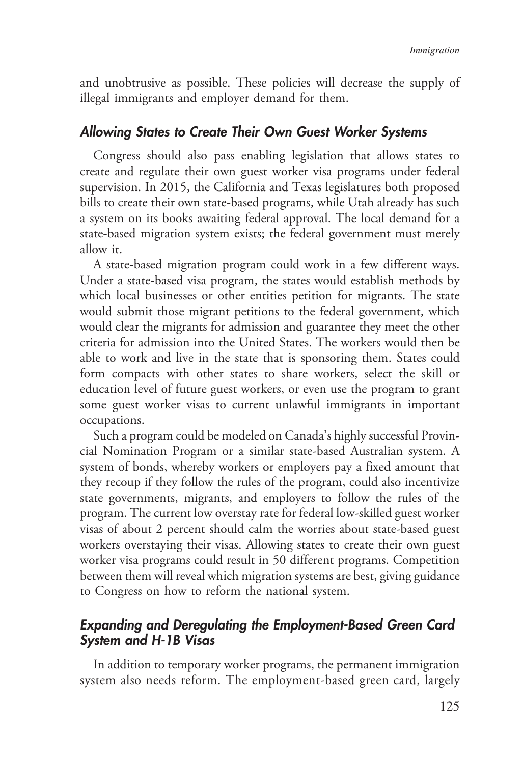and unobtrusive as possible. These policies will decrease the supply of illegal immigrants and employer demand for them.

### *Allowing States to Create Their Own Guest Worker Systems*

Congress should also pass enabling legislation that allows states to create and regulate their own guest worker visa programs under federal supervision. In 2015, the California and Texas legislatures both proposed bills to create their own state-based programs, while Utah already has such a system on its books awaiting federal approval. The local demand for a state-based migration system exists; the federal government must merely allow it.

A state-based migration program could work in a few different ways. Under a state-based visa program, the states would establish methods by which local businesses or other entities petition for migrants. The state would submit those migrant petitions to the federal government, which would clear the migrants for admission and guarantee they meet the other criteria for admission into the United States. The workers would then be able to work and live in the state that is sponsoring them. States could form compacts with other states to share workers, select the skill or education level of future guest workers, or even use the program to grant some guest worker visas to current unlawful immigrants in important occupations.

Such a program could be modeled on Canada's highly successful Provincial Nomination Program or a similar state-based Australian system. A system of bonds, whereby workers or employers pay a fixed amount that they recoup if they follow the rules of the program, could also incentivize state governments, migrants, and employers to follow the rules of the program. The current low overstay rate for federal low-skilled guest worker visas of about 2 percent should calm the worries about state-based guest workers overstaying their visas. Allowing states to create their own guest worker visa programs could result in 50 different programs. Competition between them will reveal which migration systems are best, giving guidance to Congress on how to reform the national system.

### *Expanding and Deregulating the Employment-Based Green Card System and H-1B Visas*

In addition to temporary worker programs, the permanent immigration system also needs reform. The employment-based green card, largely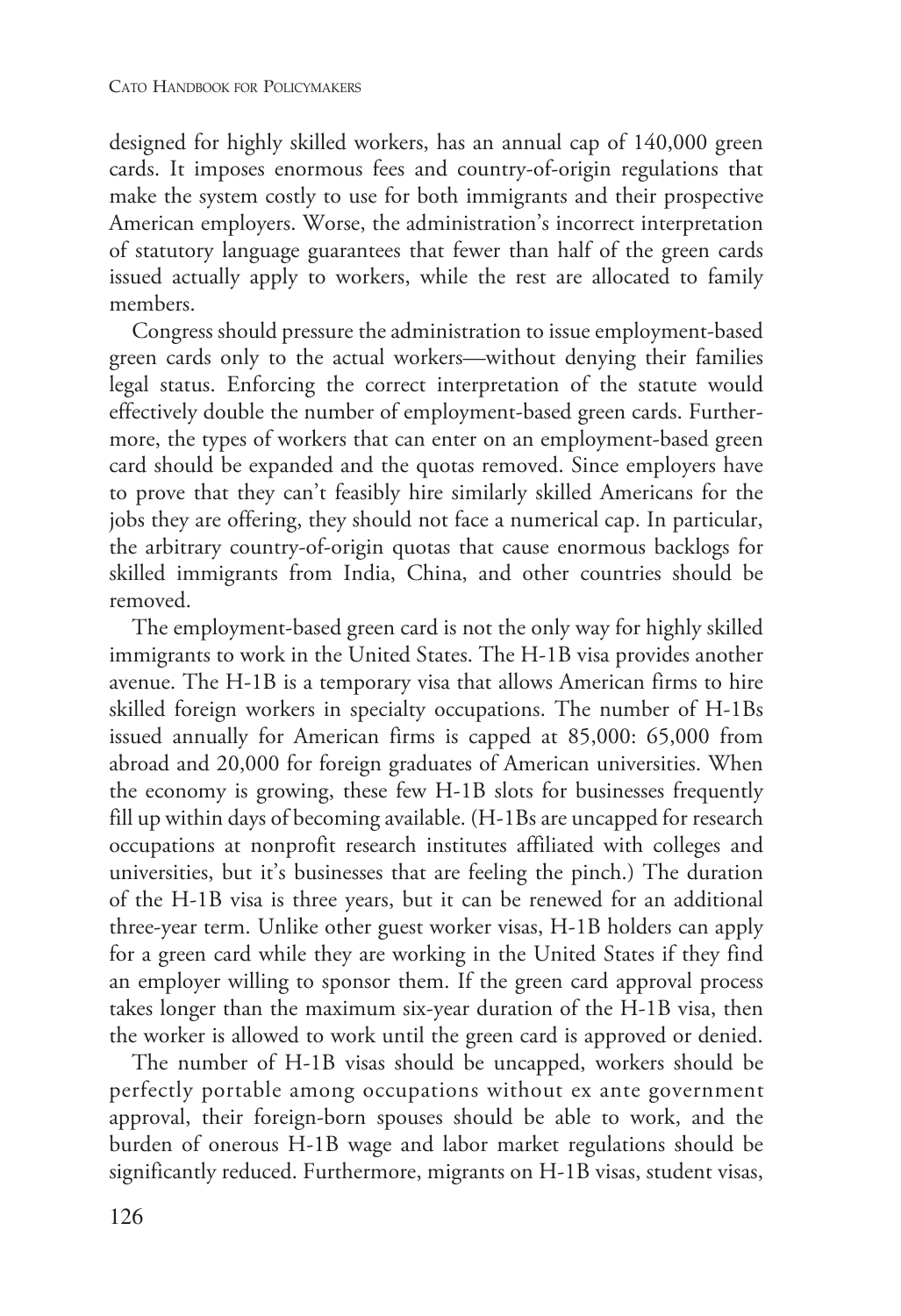designed for highly skilled workers, has an annual cap of 140,000 green cards. It imposes enormous fees and country-of-origin regulations that make the system costly to use for both immigrants and their prospective American employers. Worse, the administration's incorrect interpretation of statutory language guarantees that fewer than half of the green cards issued actually apply to workers, while the rest are allocated to family members.

Congress should pressure the administration to issue employment-based green cards only to the actual workers—without denying their families legal status. Enforcing the correct interpretation of the statute would effectively double the number of employment-based green cards. Furthermore, the types of workers that can enter on an employment-based green card should be expanded and the quotas removed. Since employers have to prove that they can't feasibly hire similarly skilled Americans for the jobs they are offering, they should not face a numerical cap. In particular, the arbitrary country-of-origin quotas that cause enormous backlogs for skilled immigrants from India, China, and other countries should be removed.

The employment-based green card is not the only way for highly skilled immigrants to work in the United States. The H-1B visa provides another avenue. The H-1B is a temporary visa that allows American firms to hire skilled foreign workers in specialty occupations. The number of H-1Bs issued annually for American firms is capped at 85,000: 65,000 from abroad and 20,000 for foreign graduates of American universities. When the economy is growing, these few H-1B slots for businesses frequently fill up within days of becoming available. (H-1Bs are uncapped for research occupations at nonprofit research institutes affiliated with colleges and universities, but it's businesses that are feeling the pinch.) The duration of the H-1B visa is three years, but it can be renewed for an additional three-year term. Unlike other guest worker visas, H-1B holders can apply for a green card while they are working in the United States if they find an employer willing to sponsor them. If the green card approval process takes longer than the maximum six-year duration of the H-1B visa, then the worker is allowed to work until the green card is approved or denied.

The number of H-1B visas should be uncapped, workers should be perfectly portable among occupations without ex ante government approval, their foreign-born spouses should be able to work, and the burden of onerous H-1B wage and labor market regulations should be significantly reduced. Furthermore, migrants on H-1B visas, student visas,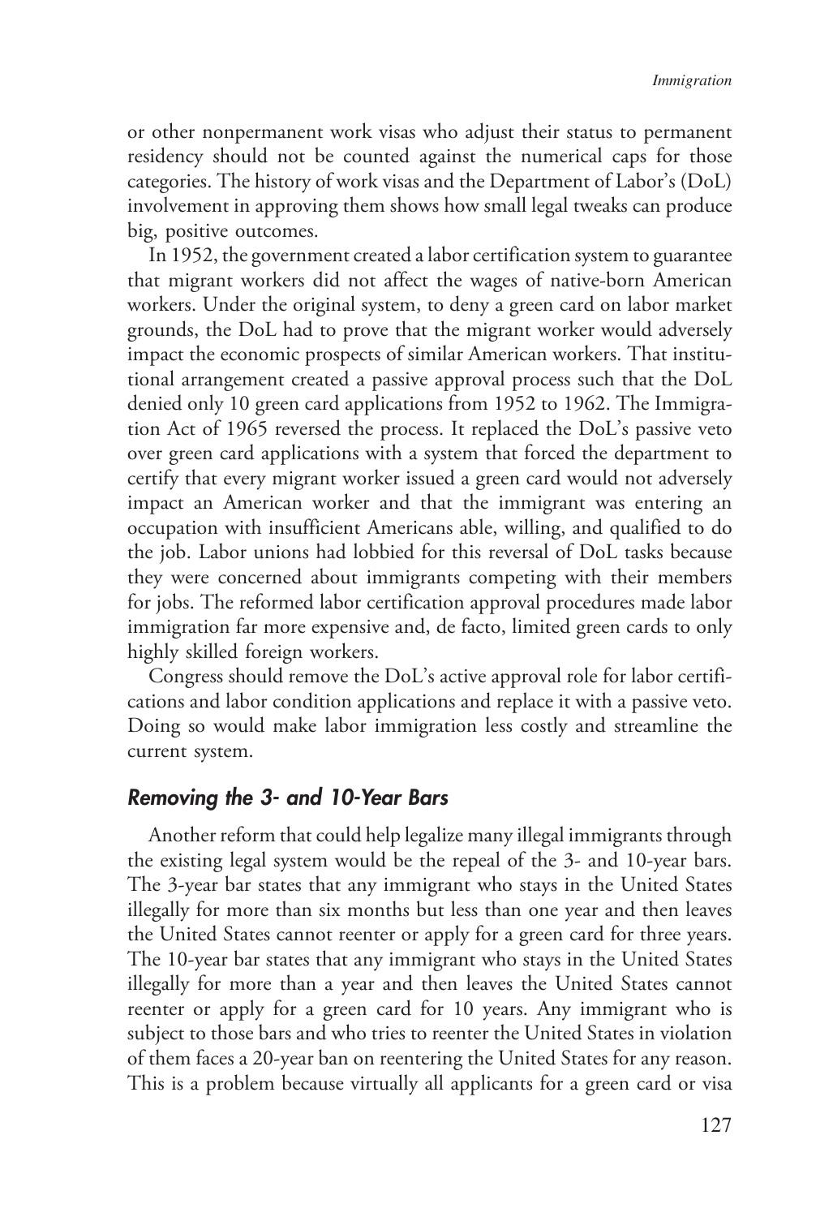or other nonpermanent work visas who adjust their status to permanent residency should not be counted against the numerical caps for those categories. The history of work visas and the Department of Labor's (DoL) involvement in approving them shows how small legal tweaks can produce big, positive outcomes.

In 1952, the government created a labor certification system to guarantee that migrant workers did not affect the wages of native-born American workers. Under the original system, to deny a green card on labor market grounds, the DoL had to prove that the migrant worker would adversely impact the economic prospects of similar American workers. That institutional arrangement created a passive approval process such that the DoL denied only 10 green card applications from 1952 to 1962. The Immigration Act of 1965 reversed the process. It replaced the DoL's passive veto over green card applications with a system that forced the department to certify that every migrant worker issued a green card would not adversely impact an American worker and that the immigrant was entering an occupation with insufficient Americans able, willing, and qualified to do the job. Labor unions had lobbied for this reversal of DoL tasks because they were concerned about immigrants competing with their members for jobs. The reformed labor certification approval procedures made labor immigration far more expensive and, de facto, limited green cards to only highly skilled foreign workers.

Congress should remove the DoL's active approval role for labor certifications and labor condition applications and replace it with a passive veto. Doing so would make labor immigration less costly and streamline the current system.

### *Removing the 3- and 10-Year Bars*

Another reform that could help legalize many illegal immigrants through the existing legal system would be the repeal of the 3- and 10-year bars. The 3-year bar states that any immigrant who stays in the United States illegally for more than six months but less than one year and then leaves the United States cannot reenter or apply for a green card for three years. The 10-year bar states that any immigrant who stays in the United States illegally for more than a year and then leaves the United States cannot reenter or apply for a green card for 10 years. Any immigrant who is subject to those bars and who tries to reenter the United States in violation of them faces a 20-year ban on reentering the United States for any reason. This is a problem because virtually all applicants for a green card or visa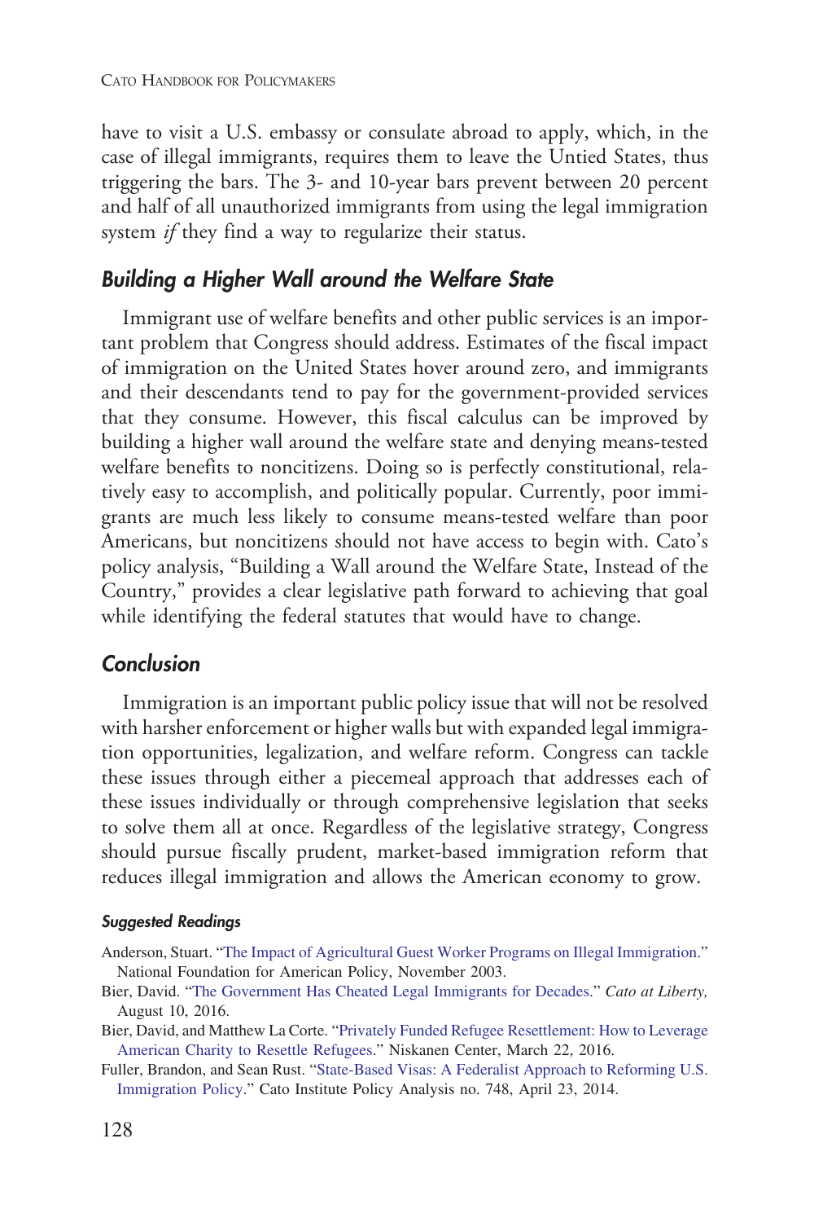have to visit a U.S. embassy or consulate abroad to apply, which, in the case of illegal immigrants, requires them to leave the Untied States, thus triggering the bars. The 3- and 10-year bars prevent between 20 percent and half of all unauthorized immigrants from using the legal immigration system *if* they find a way to regularize their status.

### Building a Higher Wall around the Welfare State

Immigrant use of welfare benefits and other public services is an important problem that Congress should address. Estimates of the fiscal impact of immigration on the United States hover around zero, and immigrants and their descendants tend to pay for the government-provided services that they consume. However, this fiscal calculus can be improved by building a higher wall around the welfare state and denying means-tested welfare benefits to noncitizens. Doing so is perfectly constitutional, relatively easy to accomplish, and politically popular. Currently, poor immigrants are much less likely to consume means-tested welfare than poor Americans, but noncitizens should not have access to begin with. Cato's policy analysis, "Building a Wall around the Welfare State, Instead of the Country," provides a clear legislative path forward to achieving that goal while identifying the federal statutes that would have to change.

### Conclusion

Immigration is an important public policy issue that will not be resolved with harsher enforcement or higher walls but with expanded legal immigration opportunities, legalization, and welfare reform. Congress can tackle these issues through either a piecemeal approach that addresses each of these issues individually or through comprehensive legislation that seeks to solve them all at once. Regardless of the legislative strategy, Congress should pursue fiscally prudent, market-based immigration reform that reduces illegal immigration and allows the American economy to grow.

#### Suggested Readings

Anderson, Stuart. "The Impact of Agricultural Guest Worker Programs on Illegal Immigration." National Foundation for American Policy, November 2003.

Bier, David. "The Government Has Cheated Legal Immigrants for Decades." *Cato at Liberty,* August 10, 2016.

Bier, David, and Matthew La Corte. "Privately Funded Refugee Resettlement: How to Leverage American Charity to Resettle Refugees." Niskanen Center, March 22, 2016.

Fuller, Brandon, and Sean Rust. "State-Based Visas: A Federalist Approach to Reforming U.S. Immigration Policy." Cato Institute Policy Analysis no. 748, April 23, 2014.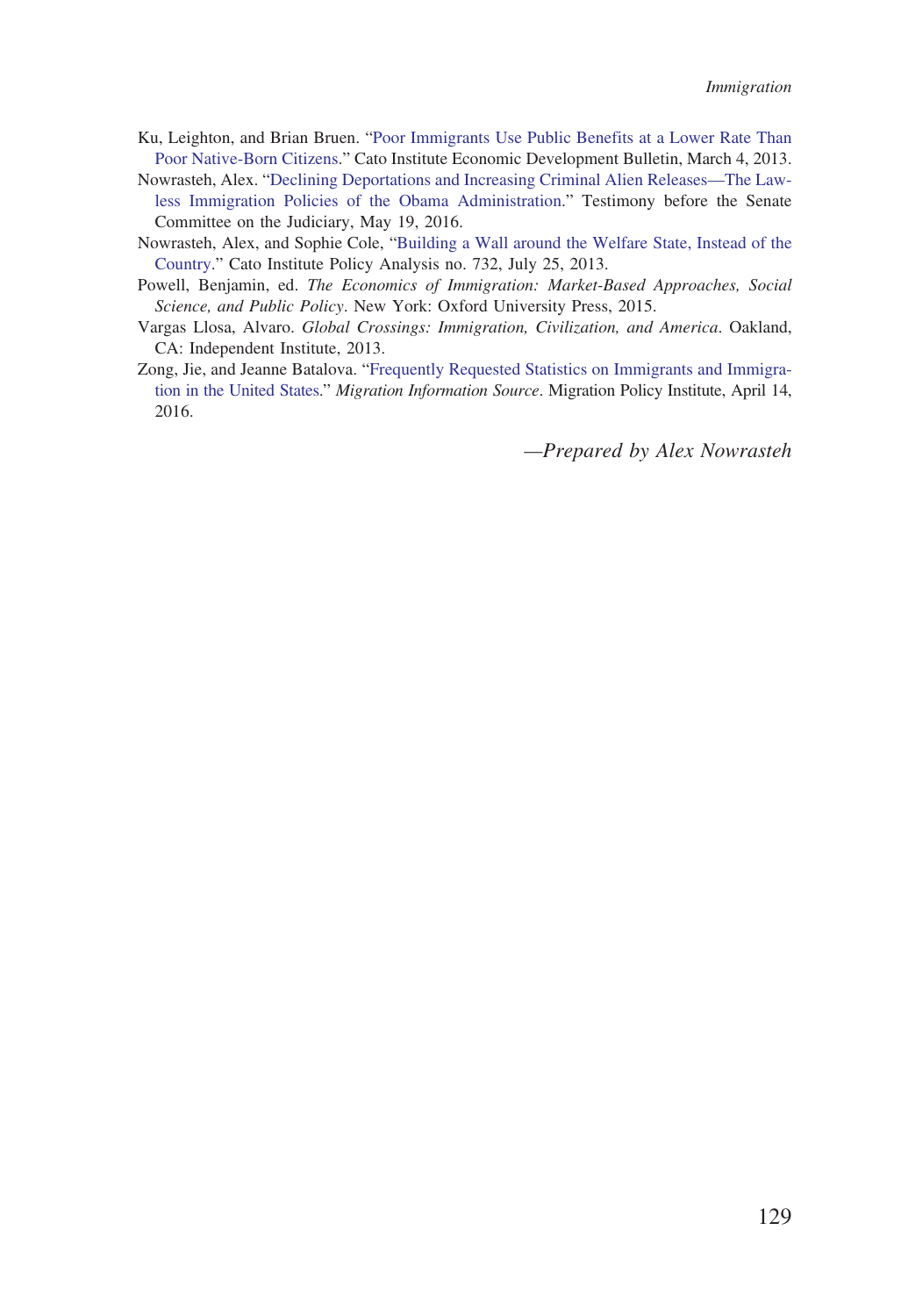Ku, Leighton, and Brian Bruen. "Poor Immigrants Use Public Benefits at a Lower Rate Than Poor Native-Born Citizens." Cato Institute Economic Development Bulletin, March 4, 2013.

Nowrasteh, Alex. "Declining Deportations and Increasing Criminal Alien Releases—The Lawless Immigration Policies of the Obama Administration." Testimony before the Senate Committee on the Judiciary, May 19, 2016.

Nowrasteh, Alex, and Sophie Cole, "Building a Wall around the Welfare State, Instead of the Country." Cato Institute Policy Analysis no. 732, July 25, 2013.

Powell, Benjamin, ed. *The Economics of Immigration: Market-Based Approaches, Social Science, and Public Policy*. New York: Oxford University Press, 2015.

Vargas Llosa, Alvaro. *Global Crossings: Immigration, Civilization, and America*. Oakland, CA: Independent Institute, 2013.

Zong, Jie, and Jeanne Batalova. "Frequently Requested Statistics on Immigrants and Immigration in the United States." *Migration Information Source*. Migration Policy Institute, April 14, 2016.

*—Prepared by Alex Nowrasteh*